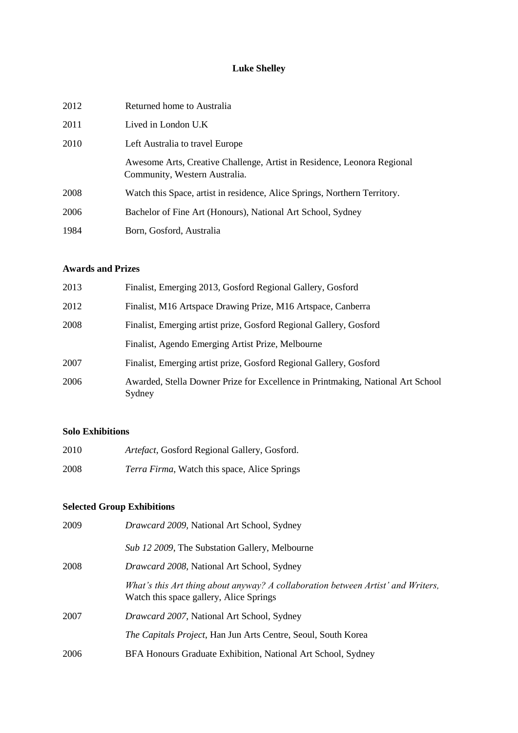# Luke Shelley

| | |
|---|---|
| 2012 | Returned home to Australia |
| 2011 | Lived in London U.K |
| 2010 | Left Australia to travel Europe |
| | Awesome Arts, Creative Challenge, Artist in Residence, Leonora Regional Community, Western Australia. |
| 2008 | Watch this Space, artist in residence, Alice Springs, Northern Territory. |
| 2006 | Bachelor of Fine Art (Honours), National Art School, Sydney |
| 1984 | Born, Gosford, Australia |

## Awards and Prizes

| | |
|---|---|
| 2013 | Finalist, Emerging 2013, Gosford Regional Gallery, Gosford |
| 2012 | Finalist, M16 Artspace Drawing Prize, M16 Artspace, Canberra |
| 2008 | Finalist, Emerging artist prize, Gosford Regional Gallery, Gosford |
| | Finalist, Agendo Emerging Artist Prize, Melbourne |
| 2007 | Finalist, Emerging artist prize, Gosford Regional Gallery, Gosford |
| 2006 | Awarded, Stella Downer Prize for Excellence in Printmaking, National Art School Sydney |

## Solo Exhibitions

| | |
|---|---|
| 2010 | *Artefact*, Gosford Regional Gallery, Gosford. |
| 2008 | *Terra Firma*, Watch this space, Alice Springs |

## Selected Group Exhibitions

| | |
|---|---|
| 2009 | *Drawcard 2009*, National Art School, Sydney |
| | *Sub 12 2009*, The Substation Gallery, Melbourne |
| 2008 | *Drawcard 2008*, National Art School, Sydney |
| | *What's this Art thing about anyway? A collaboration between Artist' and Writers,* Watch this space gallery, Alice Springs |
| 2007 | *Drawcard 2007*, National Art School, Sydney |
| | *The Capitals Project*, Han Jun Arts Centre, Seoul, South Korea |
| 2006 | BFA Honours Graduate Exhibition, National Art School, Sydney |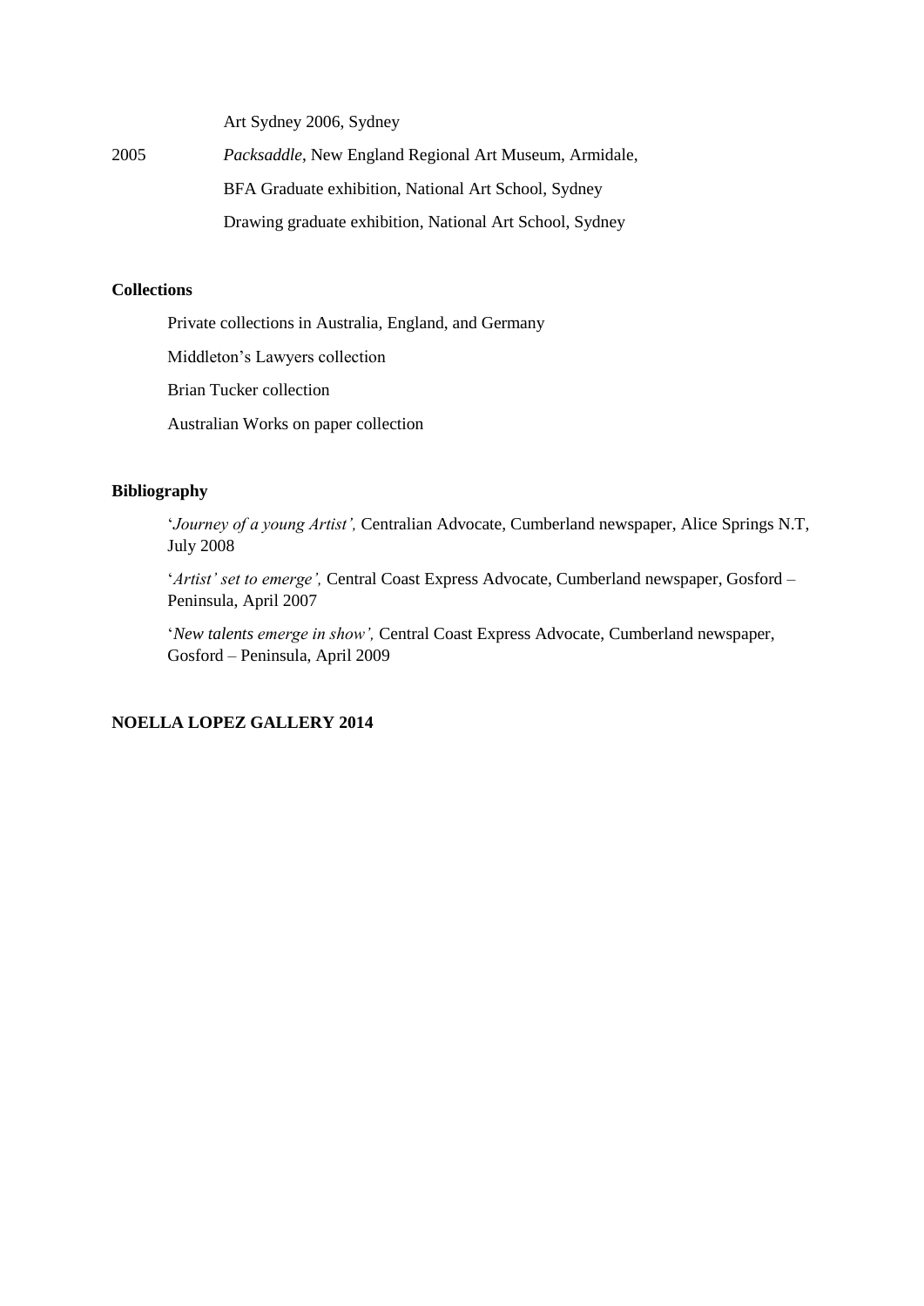Art Sydney 2006, Sydney

2005 *Packsaddle*, New England Regional Art Museum, Armidale,

BFA Graduate exhibition, National Art School, Sydney

Drawing graduate exhibition, National Art School, Sydney

**Collections**

Private collections in Australia, England, and Germany

Middleton's Lawyers collection

Brian Tucker collection

Australian Works on paper collection

**Bibliography**

'*Journey of a young Artist',* Centralian Advocate, Cumberland newspaper, Alice Springs N.T, July 2008

'*Artist' set to emerge',* Central Coast Express Advocate, Cumberland newspaper, Gosford – Peninsula, April 2007

'*New talents emerge in show',* Central Coast Express Advocate, Cumberland newspaper, Gosford – Peninsula, April 2009

**NOELLA LOPEZ GALLERY 2014**